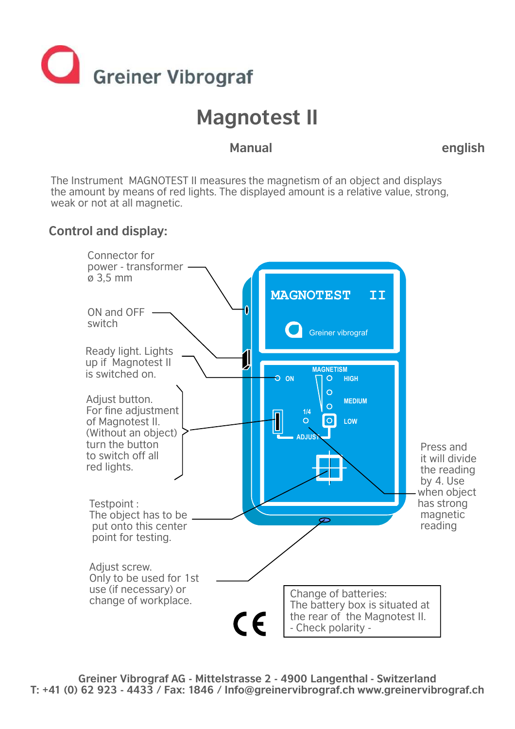Greiner Vibrograf

# Magnotest II

**Manual** **english**

The Instrument MAGNOTEST II measures the magnetism of an object and displays the amount by means of red lights. The displayed amount is a relative value, strong, weak or not at all magnetic.

## Control and display:

Connector for power - transformer ø 3,5 mm

ON and OFF switch

Ready light. Lights up if Magnotest II is switched on.

Adjust button. For fine adjustment of Magnotest II. (Without an object) turn the button to switch off all red lights.

Testpoint : The object has to be put onto this center point for testing.

Adjust screw. Only to be used for 1st use (if necessary) or change of workplace.

Press and it will divide the reading by 4. Use when object has strong magnetic reading

MAGNOTEST II

Greiner vibrograf

MAGNETISM

ON

HIGH

MEDIUM

LOW

1/4

ADJUST

Change of batteries:
The battery box is situated at the rear of the Magnotest II.
- Check polarity -

CE

**Greiner Vibrograf AG - Mittelstrasse 2 - 4900 Langenthal - Switzerland**
**T: +41 (0) 62 923 - 4433 / Fax: 1846 / Info@greinervibrograf.ch www.greinervibrograf.ch**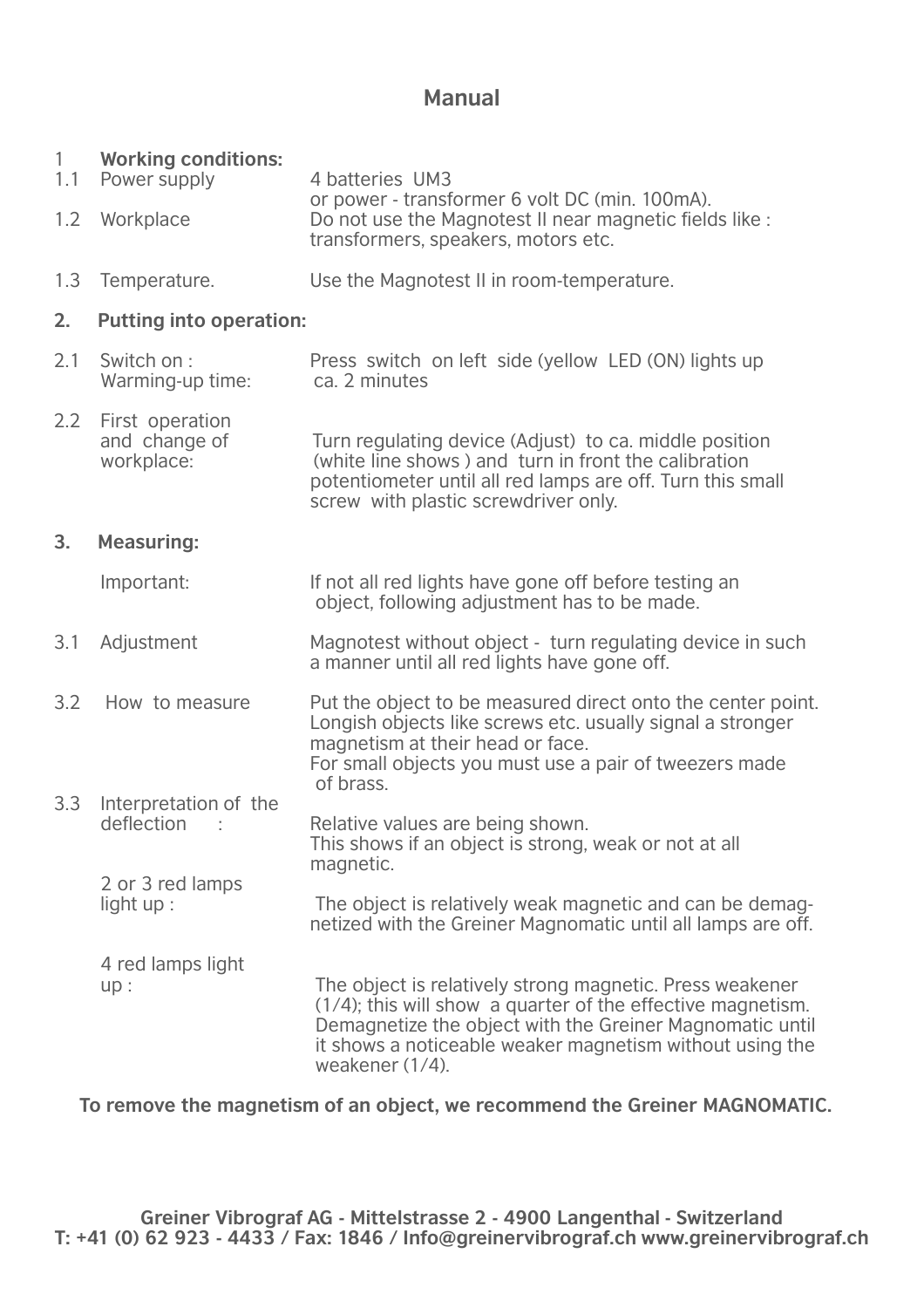# Manual

| | | |
|---|---|---|
| **1** | **Working conditions:** | |
| 1.1 | Power supply | 4 batteries UM3<br>or power - transformer 6 volt DC (min. 100mA). |
| 1.2 | Workplace | Do not use the Magnotest II near magnetic fields like : transformers, speakers, motors etc. |
| 1.3 | Temperature. | Use the Magnotest II in room-temperature. |
| **2.** | **Putting into operation:** | |
| 2.1 | Switch on :<br>Warming-up time: | Press switch on left side (yellow LED (ON) lights up<br>ca. 2 minutes |
| 2.2 | First operation and change of workplace: | Turn regulating device (Adjust) to ca. middle position (white line shows ) and turn in front the calibration potentiometer until all red lamps are off. Turn this small screw with plastic screwdriver only. |
| **3.** | **Measuring:** | |
| | Important: | If not all red lights have gone off before testing an object, following adjustment has to be made. |
| 3.1 | Adjustment | Magnotest without object - turn regulating device in such a manner until all red lights have gone off. |
| 3.2 | How to measure | Put the object to be measured direct onto the center point. Longish objects like screws etc. usually signal a stronger magnetism at their head or face.<br>For small objects you must use a pair of tweezers made of brass. |
| 3.3 | Interpretation of the deflection : | Relative values are being shown.<br>This shows if an object is strong, weak or not at all magnetic. |
| | 2 or 3 red lamps light up : | The object is relatively weak magnetic and can be demagnetized with the Greiner Magnomatic until all lamps are off. |
| | 4 red lamps light up : | The object is relatively strong magnetic. Press weakener (1/4); this will show a quarter of the effective magnetism. Demagnetize the object with the Greiner Magnomatic until it shows a noticeable weaker magnetism without using the weakener (1/4). |

**To remove the magnetism of an object, we recommend the Greiner MAGNOMATIC.**

**Greiner Vibrograf AG - Mittelstrasse 2 - 4900 Langenthal - Switzerland**
**T: +41 (0) 62 923 - 4433 / Fax: 1846 / Info@greinervibrograf.ch www.greinervibrograf.ch**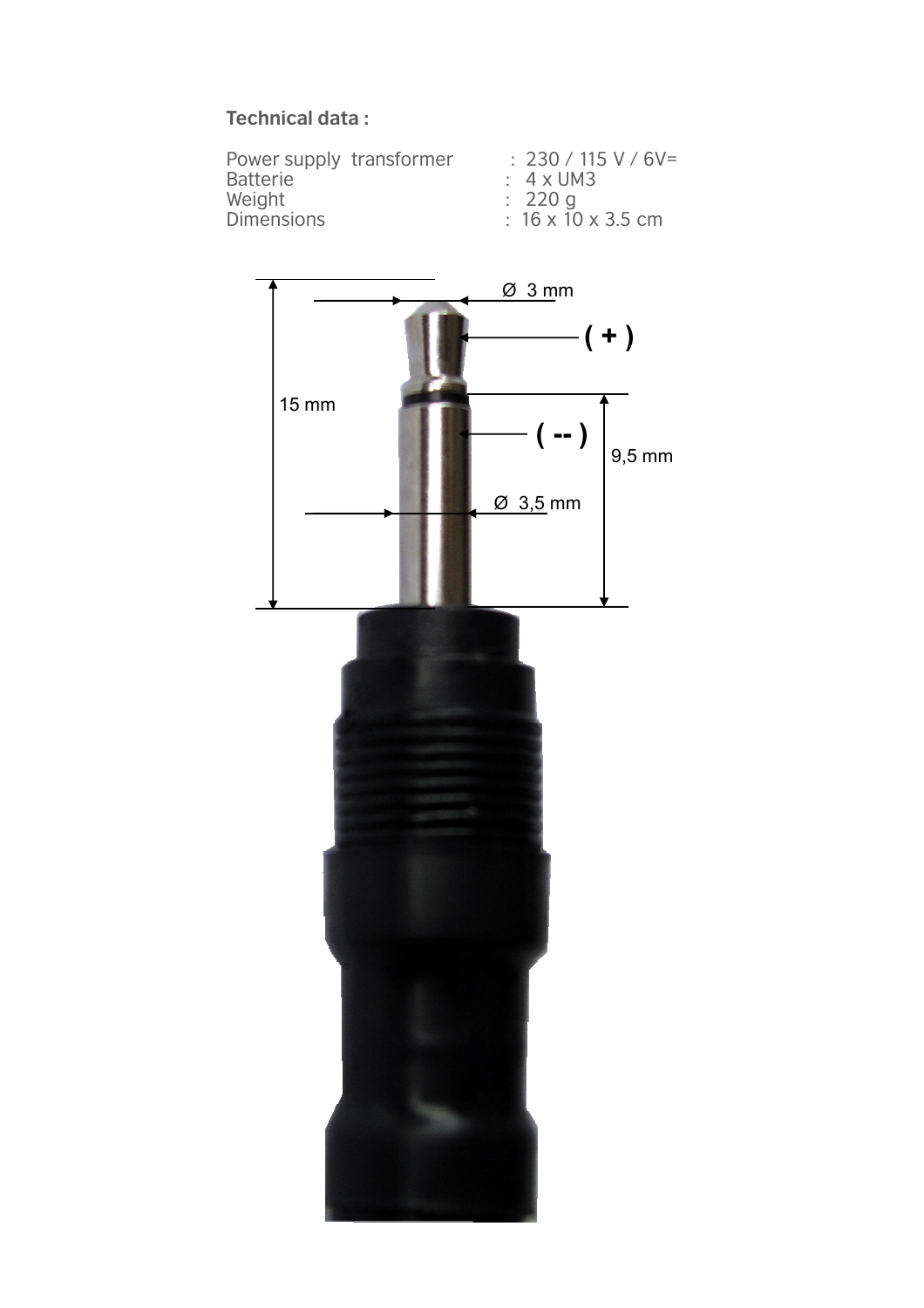**Technical data :**

| | |
|---|---|
| Power supply transformer | : 230 / 115 V / 6V= |
| Batterie | : 4 x UM3 |
| Weight | : 220 g |
| Dimensions | : 16 x 10 x 3.5 cm |

Ø 3 mm

( + )

15 mm

( -- )

9,5 mm

Ø 3,5 mm